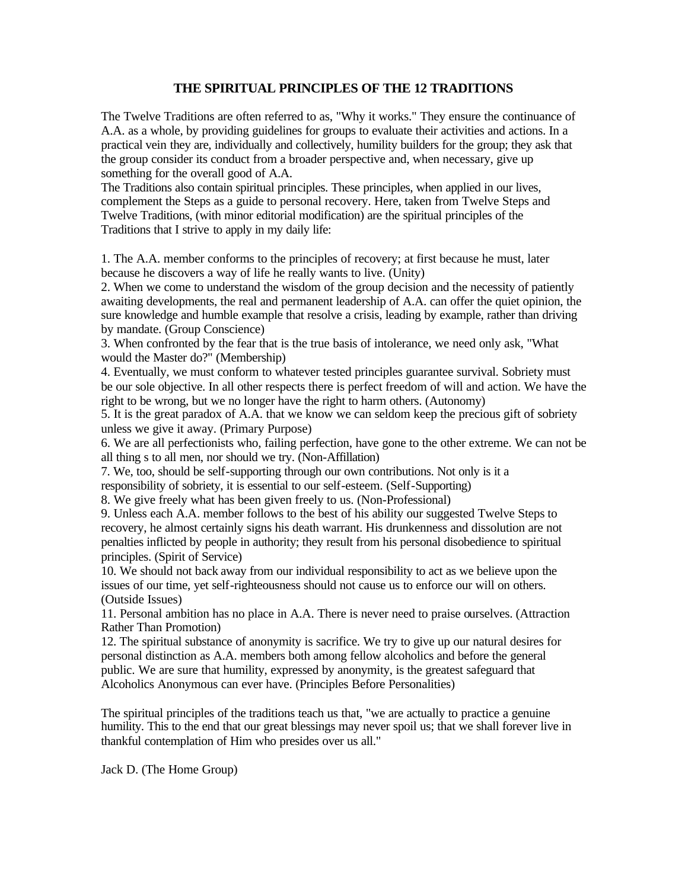# THE SPIRITUAL PRINCIPLES OF THE 12 TRADITIONS

The Twelve Traditions are often referred to as, "Why it works." They ensure the continuance of A.A. as a whole, by providing guidelines for groups to evaluate their activities and actions. In a practical vein they are, individually and collectively, humility builders for the group; they ask that the group consider its conduct from a broader perspective and, when necessary, give up something for the overall good of A.A.

The Traditions also contain spiritual principles. These principles, when applied in our lives, complement the Steps as a guide to personal recovery. Here, taken from Twelve Steps and Twelve Traditions, (with minor editorial modification) are the spiritual principles of the Traditions that I strive to apply in my daily life:

1. The A.A. member conforms to the principles of recovery; at first because he must, later because he discovers a way of life he really wants to live. (Unity)
2. When we come to understand the wisdom of the group decision and the necessity of patiently awaiting developments, the real and permanent leadership of A.A. can offer the quiet opinion, the sure knowledge and humble example that resolve a crisis, leading by example, rather than driving by mandate. (Group Conscience)
3. When confronted by the fear that is the true basis of intolerance, we need only ask, "What would the Master do?" (Membership)
4. Eventually, we must conform to whatever tested principles guarantee survival. Sobriety must be our sole objective. In all other respects there is perfect freedom of will and action. We have the right to be wrong, but we no longer have the right to harm others. (Autonomy)
5. It is the great paradox of A.A. that we know we can seldom keep the precious gift of sobriety unless we give it away. (Primary Purpose)
6. We are all perfectionists who, failing perfection, have gone to the other extreme. We can not be all thing s to all men, nor should we try. (Non-Affillation)
7. We, too, should be self-supporting through our own contributions. Not only is it a responsibility of sobriety, it is essential to our self-esteem. (Self-Supporting)
8. We give freely what has been given freely to us. (Non-Professional)
9. Unless each A.A. member follows to the best of his ability our suggested Twelve Steps to recovery, he almost certainly signs his death warrant. His drunkenness and dissolution are not penalties inflicted by people in authority; they result from his personal disobedience to spiritual principles. (Spirit of Service)
10. We should not back away from our individual responsibility to act as we believe upon the issues of our time, yet self-righteousness should not cause us to enforce our will on others. (Outside Issues)
11. Personal ambition has no place in A.A. There is never need to praise ourselves. (Attraction Rather Than Promotion)
12. The spiritual substance of anonymity is sacrifice. We try to give up our natural desires for personal distinction as A.A. members both among fellow alcoholics and before the general public. We are sure that humility, expressed by anonymity, is the greatest safeguard that Alcoholics Anonymous can ever have. (Principles Before Personalities)

The spiritual principles of the traditions teach us that, "we are actually to practice a genuine humility. This to the end that our great blessings may never spoil us; that we shall forever live in thankful contemplation of Him who presides over us all."

Jack D. (The Home Group)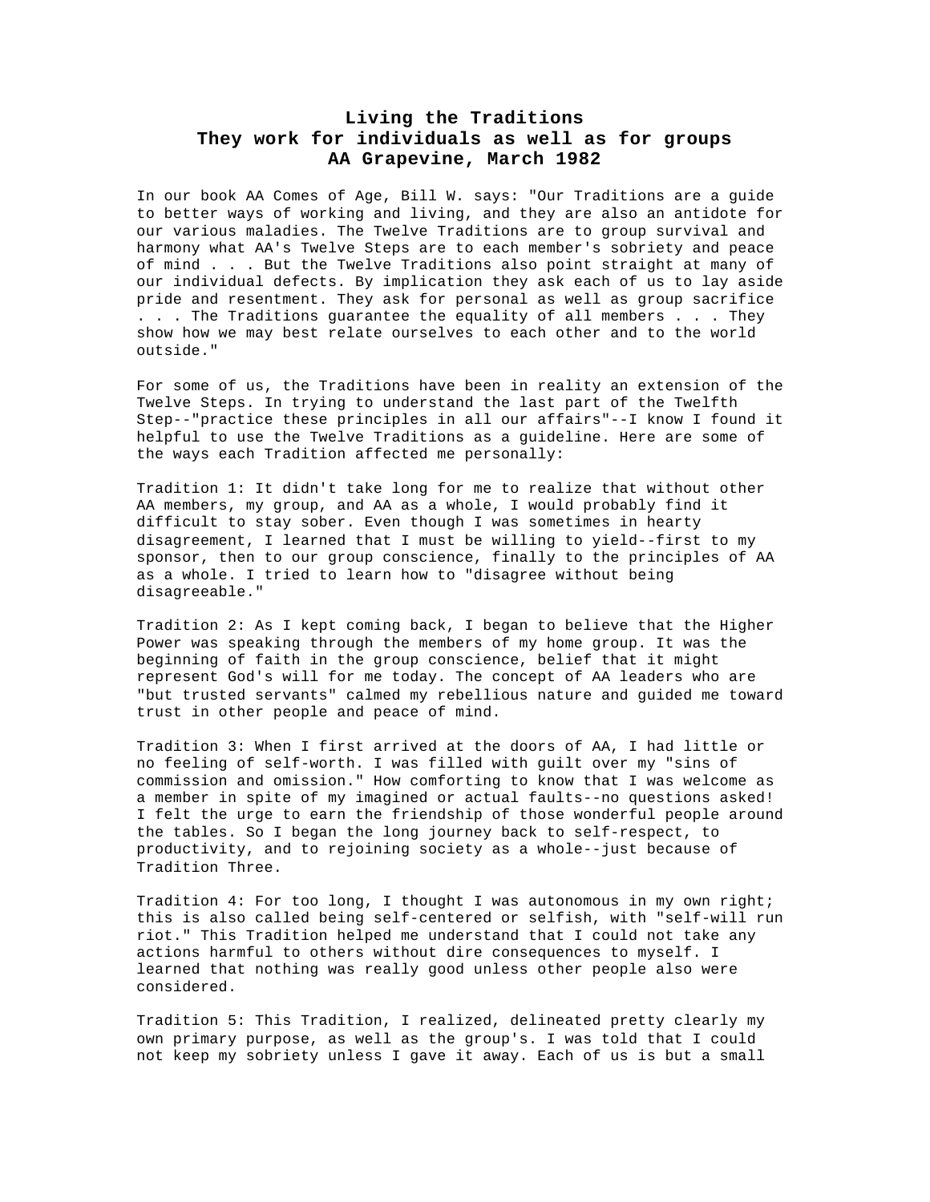# Living the Traditions
## They work for individuals as well as for groups
## AA Grapevine, March 1982

In our book AA Comes of Age, Bill W. says: "Our Traditions are a guide to better ways of working and living, and they are also an antidote for our various maladies. The Twelve Traditions are to group survival and harmony what AA's Twelve Steps are to each member's sobriety and peace of mind . . . But the Twelve Traditions also point straight at many of our individual defects. By implication they ask each of us to lay aside pride and resentment. They ask for personal as well as group sacrifice . . . The Traditions guarantee the equality of all members . . . They show how we may best relate ourselves to each other and to the world outside."

For some of us, the Traditions have been in reality an extension of the Twelve Steps. In trying to understand the last part of the Twelfth Step--"practice these principles in all our affairs"--I know I found it helpful to use the Twelve Traditions as a guideline. Here are some of the ways each Tradition affected me personally:

Tradition 1: It didn't take long for me to realize that without other AA members, my group, and AA as a whole, I would probably find it difficult to stay sober. Even though I was sometimes in hearty disagreement, I learned that I must be willing to yield--first to my sponsor, then to our group conscience, finally to the principles of AA as a whole. I tried to learn how to "disagree without being disagreeable."

Tradition 2: As I kept coming back, I began to believe that the Higher Power was speaking through the members of my home group. It was the beginning of faith in the group conscience, belief that it might represent God's will for me today. The concept of AA leaders who are "but trusted servants" calmed my rebellious nature and guided me toward trust in other people and peace of mind.

Tradition 3: When I first arrived at the doors of AA, I had little or no feeling of self-worth. I was filled with guilt over my "sins of commission and omission." How comforting to know that I was welcome as a member in spite of my imagined or actual faults--no questions asked! I felt the urge to earn the friendship of those wonderful people around the tables. So I began the long journey back to self-respect, to productivity, and to rejoining society as a whole--just because of Tradition Three.

Tradition 4: For too long, I thought I was autonomous in my own right; this is also called being self-centered or selfish, with "self-will run riot." This Tradition helped me understand that I could not take any actions harmful to others without dire consequences to myself. I learned that nothing was really good unless other people also were considered.

Tradition 5: This Tradition, I realized, delineated pretty clearly my own primary purpose, as well as the group's. I was told that I could not keep my sobriety unless I gave it away. Each of us is but a small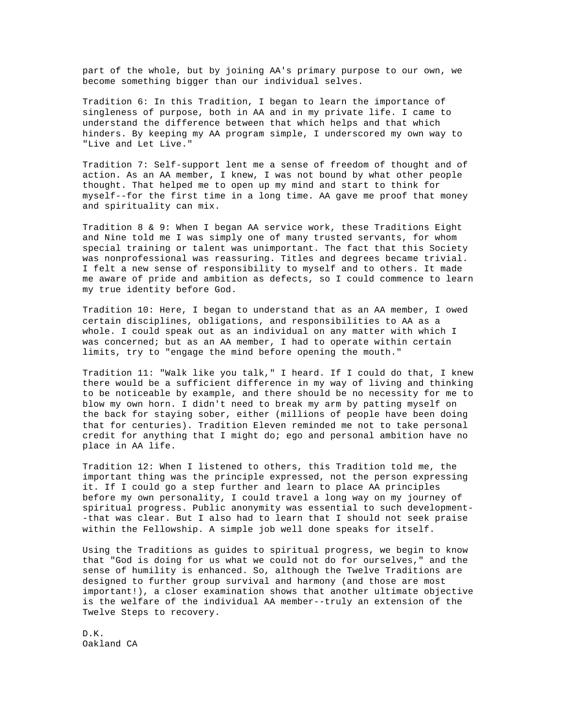part of the whole, but by joining AA's primary purpose to our own, we become something bigger than our individual selves.

Tradition 6: In this Tradition, I began to learn the importance of singleness of purpose, both in AA and in my private life. I came to understand the difference between that which helps and that which hinders. By keeping my AA program simple, I underscored my own way to "Live and Let Live."

Tradition 7: Self-support lent me a sense of freedom of thought and of action. As an AA member, I knew, I was not bound by what other people thought. That helped me to open up my mind and start to think for myself--for the first time in a long time. AA gave me proof that money and spirituality can mix.

Tradition 8 & 9: When I began AA service work, these Traditions Eight and Nine told me I was simply one of many trusted servants, for whom special training or talent was unimportant. The fact that this Society was nonprofessional was reassuring. Titles and degrees became trivial. I felt a new sense of responsibility to myself and to others. It made me aware of pride and ambition as defects, so I could commence to learn my true identity before God.

Tradition 10: Here, I began to understand that as an AA member, I owed certain disciplines, obligations, and responsibilities to AA as a whole. I could speak out as an individual on any matter with which I was concerned; but as an AA member, I had to operate within certain limits, try to "engage the mind before opening the mouth."

Tradition 11: "Walk like you talk," I heard. If I could do that, I knew there would be a sufficient difference in my way of living and thinking to be noticeable by example, and there should be no necessity for me to blow my own horn. I didn't need to break my arm by patting myself on the back for staying sober, either (millions of people have been doing that for centuries). Tradition Eleven reminded me not to take personal credit for anything that I might do; ego and personal ambition have no place in AA life.

Tradition 12: When I listened to others, this Tradition told me, the important thing was the principle expressed, not the person expressing it. If I could go a step further and learn to place AA principles before my own personality, I could travel a long way on my journey of spiritual progress. Public anonymity was essential to such development--that was clear. But I also had to learn that I should not seek praise within the Fellowship. A simple job well done speaks for itself.

Using the Traditions as guides to spiritual progress, we begin to know that "God is doing for us what we could not do for ourselves," and the sense of humility is enhanced. So, although the Twelve Traditions are designed to further group survival and harmony (and those are most important!), a closer examination shows that another ultimate objective is the welfare of the individual AA member--truly an extension of the Twelve Steps to recovery.

D.K.
Oakland CA